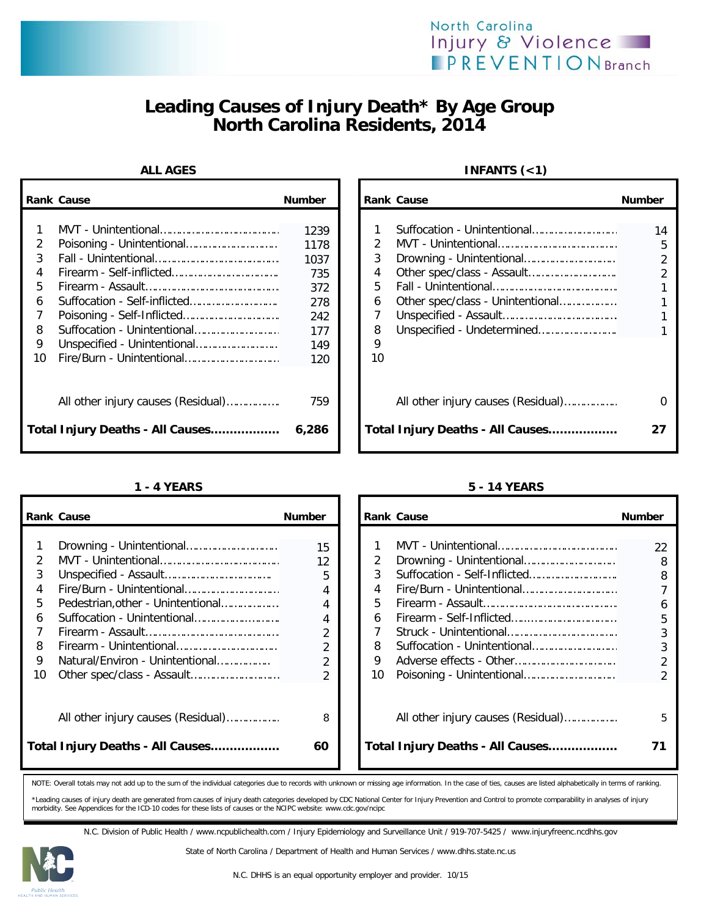North Carolina Injury & Violence PREVENTION Branch

# Leading Causes of Injury Death* By Age Group
## North Carolina Residents, 2014

### ALL AGES

| Rank | Cause | Number |
|---|---|---|
| 1 | MVT - Unintentional | 1239 |
| 2 | Poisoning - Unintentional | 1178 |
| 3 | Fall - Unintentional | 1037 |
| 4 | Firearm - Self-inflicted | 735 |
| 5 | Firearm - Assault | 372 |
| 6 | Suffocation - Self-inflicted | 278 |
| 7 | Poisoning - Self-Inflicted | 242 |
| 8 | Suffocation - Unintentional | 177 |
| 9 | Unspecified - Unintentional | 149 |
| 10 | Fire/Burn - Unintentional | 120 |
| | All other injury causes (Residual) | 759 |
| | **Total Injury Deaths - All Causes** | **6,286** |

### INFANTS (<1)

| Rank | Cause | Number |
|---|---|---|
| 1 | Suffocation - Unintentional | 14 |
| 2 | MVT - Unintentional | 5 |
| 3 | Drowning - Unintentional | 2 |
| 4 | Other spec/class - Assault | 2 |
| 5 | Fall - Unintentional | 1 |
| 6 | Other spec/class - Unintentional | 1 |
| 7 | Unspecified - Assault | 1 |
| 8 | Unspecified - Undetermined | 1 |
| 9 | | |
| 10 | | |
| | All other injury causes (Residual) | 0 |
| | **Total Injury Deaths - All Causes** | **27** |

### 1 - 4 YEARS

| Rank | Cause | Number |
|---|---|---|
| 1 | Drowning - Unintentional | 15 |
| 2 | MVT - Unintentional | 12 |
| 3 | Unspecified - Assault | 5 |
| 4 | Fire/Burn - Unintentional | 4 |
| 5 | Pedestrian,other - Unintentional | 4 |
| 6 | Suffocation - Unintentional | 4 |
| 7 | Firearm - Assault | 2 |
| 8 | Firearm - Unintentional | 2 |
| 9 | Natural/Environ - Unintentional | 2 |
| 10 | Other spec/class - Assault | 2 |
| | All other injury causes (Residual) | 8 |
| | **Total Injury Deaths - All Causes** | **60** |

### 5 - 14 YEARS

| Rank | Cause | Number |
|---|---|---|
| 1 | MVT - Unintentional | 22 |
| 2 | Drowning - Unintentional | 8 |
| 3 | Suffocation - Self-Inflicted | 8 |
| 4 | Fire/Burn - Unintentional | 7 |
| 5 | Firearm - Assault | 6 |
| 6 | Firearm - Self-Inflicted | 5 |
| 7 | Struck - Unintentional | 3 |
| 8 | Suffocation - Unintentional | 3 |
| 9 | Adverse effects - Other | 2 |
| 10 | Poisoning - Unintentional | 2 |
| | All other injury causes (Residual) | 5 |
| | **Total Injury Deaths - All Causes** | **71** |

NOTE: Overall totals may not add up to the sum of the individual categories due to records with unknown or missing age information. In the case of ties, causes are listed alphabetically in terms of ranking.

*Leading causes of injury death are generated from causes of injury death categories developed by CDC National Center for Injury Prevention and Control to promote comparability in analyses of injury morbidity. See Appendices for the ICD-10 codes for these lists of causes or the NCIPC website: www.cdc.gov/ncipc

N.C. Division of Public Health / www.ncpublichealth.com / Injury Epidemiology and Surveillance Unit / 919-707-5425 / www.injuryfreenc.ncdhhs.gov

State of North Carolina / Department of Health and Human Services / www.dhhs.state.nc.us

N.C. DHHS is an equal opportunity employer and provider. 10/15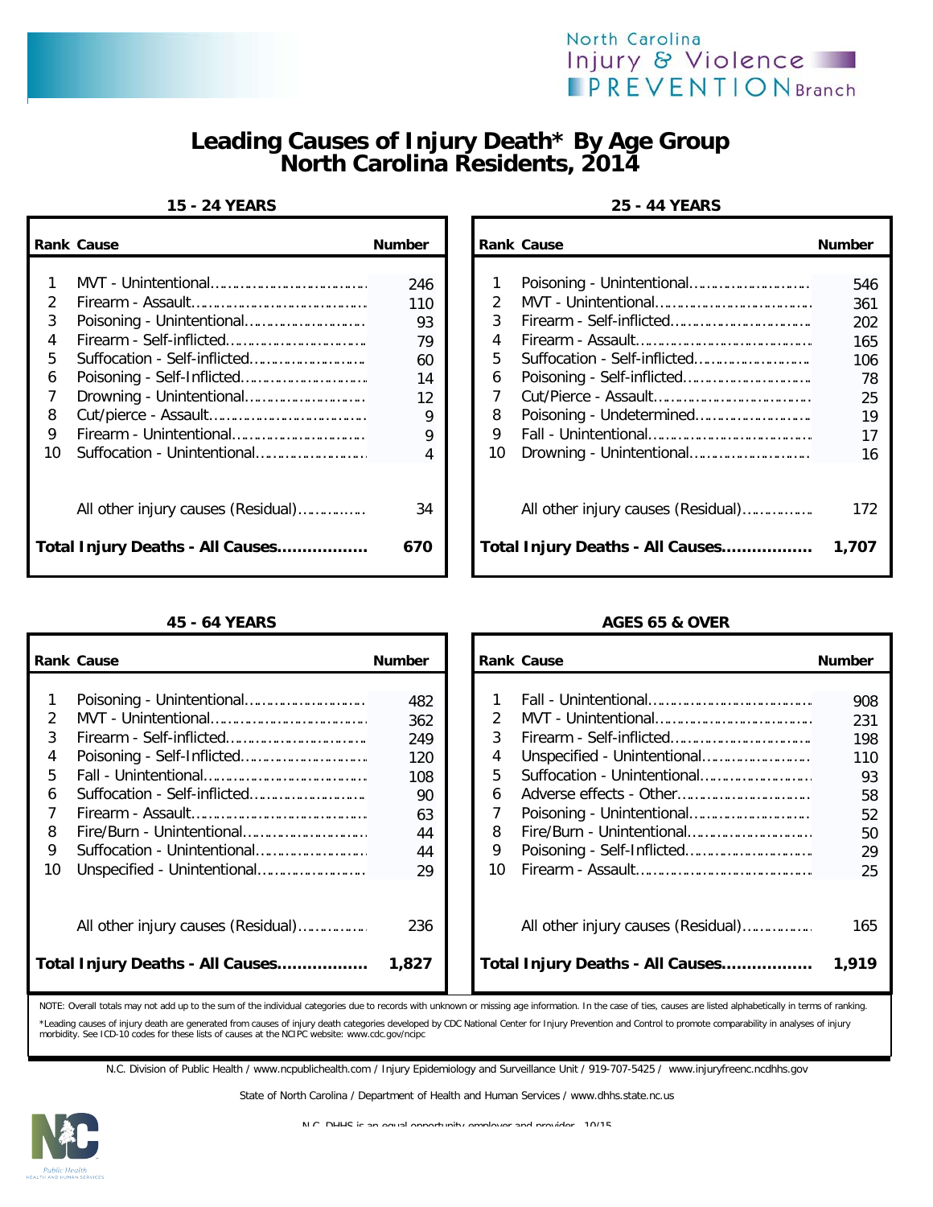North Carolina Injury & Violence PREVENTION Branch

# Leading Causes of Injury Death* By Age Group
## North Carolina Residents, 2014

### 15 - 24 YEARS

| Rank | Cause | Number |
|---|---|---|
| 1 | MVT - Unintentional | 246 |
| 2 | Firearm - Assault | 110 |
| 3 | Poisoning - Unintentional | 93 |
| 4 | Firearm - Self-inflicted | 79 |
| 5 | Suffocation - Self-inflicted | 60 |
| 6 | Poisoning - Self-Inflicted | 14 |
| 7 | Drowning - Unintentional | 12 |
| 8 | Cut/pierce - Assault | 9 |
| 9 | Firearm - Unintentional | 9 |
| 10 | Suffocation - Unintentional | 4 |
| | All other injury causes (Residual) | 34 |
| | **Total Injury Deaths - All Causes** | **670** |

### 25 - 44 YEARS

| Rank | Cause | Number |
|---|---|---|
| 1 | Poisoning - Unintentional | 546 |
| 2 | MVT - Unintentional | 361 |
| 3 | Firearm - Self-inflicted | 202 |
| 4 | Firearm - Assault | 165 |
| 5 | Suffocation - Self-inflicted | 106 |
| 6 | Poisoning - Self-inflicted | 78 |
| 7 | Cut/Pierce - Assault | 25 |
| 8 | Poisoning - Undetermined | 19 |
| 9 | Fall - Unintentional | 17 |
| 10 | Drowning - Unintentional | 16 |
| | All other injury causes (Residual) | 172 |
| | **Total Injury Deaths - All Causes** | **1,707** |

### 45 - 64 YEARS

| Rank | Cause | Number |
|---|---|---|
| 1 | Poisoning - Unintentional | 482 |
| 2 | MVT - Unintentional | 362 |
| 3 | Firearm - Self-inflicted | 249 |
| 4 | Poisoning - Self-Inflicted | 120 |
| 5 | Fall - Unintentional | 108 |
| 6 | Suffocation - Self-inflicted | 90 |
| 7 | Firearm - Assault | 63 |
| 8 | Fire/Burn - Unintentional | 44 |
| 9 | Suffocation - Unintentional | 44 |
| 10 | Unspecified - Unintentional | 29 |
| | All other injury causes (Residual) | 236 |
| | **Total Injury Deaths - All Causes** | **1,827** |

### AGES 65 & OVER

| Rank | Cause | Number |
|---|---|---|
| 1 | Fall - Unintentional | 908 |
| 2 | MVT - Unintentional | 231 |
| 3 | Firearm - Self-inflicted | 198 |
| 4 | Unspecified - Unintentional | 110 |
| 5 | Suffocation - Unintentional | 93 |
| 6 | Adverse effects - Other | 58 |
| 7 | Poisoning - Unintentional | 52 |
| 8 | Fire/Burn - Unintentional | 50 |
| 9 | Poisoning - Self-Inflicted | 29 |
| 10 | Firearm - Assault | 25 |
| | All other injury causes (Residual) | 165 |
| | **Total Injury Deaths - All Causes** | **1,919** |

NOTE: Overall totals may not add up to the sum of the individual categories due to records with unknown or missing age information. In the case of ties, causes are listed alphabetically in terms of ranking.

*Leading causes of injury death are generated from causes of injury death categories developed by CDC National Center for Injury Prevention and Control to promote comparability in analyses of injury morbidity. See ICD-10 codes for these lists of causes at the NCIPC website: www.cdc.gov/ncipc

N.C. Division of Public Health / www.ncpublichealth.com / Injury Epidemiology and Surveillance Unit / 919-707-5425 / www.injuryfreenc.ncdhhs.gov

State of North Carolina / Department of Health and Human Services / www.dhhs.state.nc.us

N.C. DHHS is an equal opportunity employer and provider. 10/15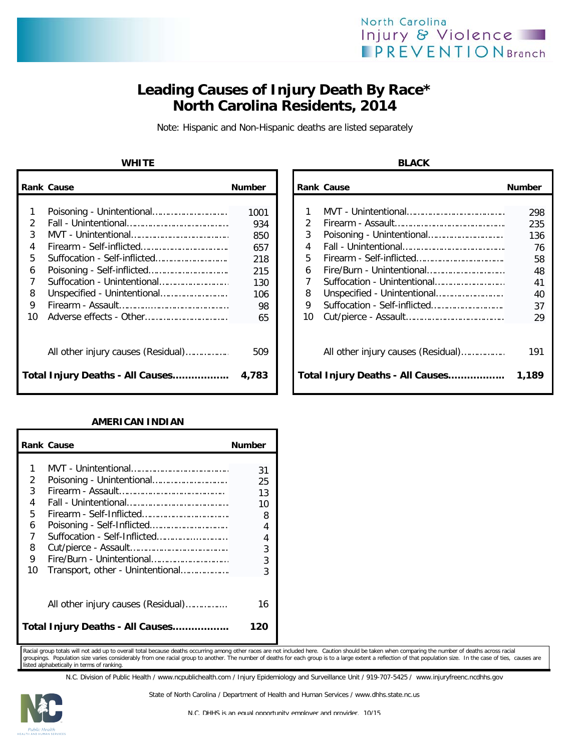North Carolina Injury & Violence PREVENTION Branch

# Leading Causes of Injury Death By Race*
# North Carolina Residents, 2014

Note: Hispanic and Non-Hispanic deaths are listed separately

### WHITE

| Rank | Cause | Number |
|---|---|---|
| 1 | Poisoning - Unintentional | 1001 |
| 2 | Fall - Unintentional | 934 |
| 3 | MVT - Unintentional | 850 |
| 4 | Firearm - Self-inflicted | 657 |
| 5 | Suffocation - Self-inflicted | 218 |
| 6 | Poisoning - Self-inflicted | 215 |
| 7 | Suffocation - Unintentional | 130 |
| 8 | Unspecified - Unintentional | 106 |
| 9 | Firearm - Assault | 98 |
| 10 | Adverse effects - Other | 65 |
| | All other injury causes (Residual) | 509 |
| | **Total Injury Deaths - All Causes** | **4,783** |

### BLACK

| Rank | Cause | Number |
|---|---|---|
| 1 | MVT - Unintentional | 298 |
| 2 | Firearm - Assault | 235 |
| 3 | Poisoning - Unintentional | 136 |
| 4 | Fall - Unintentional | 76 |
| 5 | Firearm - Self-inflicted | 58 |
| 6 | Fire/Burn - Unintentional | 48 |
| 7 | Suffocation - Unintentional | 41 |
| 8 | Unspecified - Unintentional | 40 |
| 9 | Suffocation - Self-inflicted | 37 |
| 10 | Cut/pierce - Assault | 29 |
| | All other injury causes (Residual) | 191 |
| | **Total Injury Deaths - All Causes** | **1,189** |

### AMERICAN INDIAN

| Rank | Cause | Number |
|---|---|---|
| 1 | MVT - Unintentional | 31 |
| 2 | Poisoning - Unintentional | 25 |
| 3 | Firearm - Assault | 13 |
| 4 | Fall - Unintentional | 10 |
| 5 | Firearm - Self-Inflicted | 8 |
| 6 | Poisoning - Self-Inflicted | 4 |
| 7 | Suffocation - Self-Inflicted | 4 |
| 8 | Cut/pierce - Assault | 3 |
| 9 | Fire/Burn - Unintentional | 3 |
| 10 | Transport, other - Unintentional | 3 |
| | All other injury causes (Residual) | 16 |
| | **Total Injury Deaths - All Causes** | **120** |

Racial group totals will not add up to overall total because deaths occurring among other races are not included here. Caution should be taken when comparing the number of deaths across racial groupings. Population size varies considerably from one racial group to another. The number of deaths for each group is to a large extent a reflection of that population size. In the case of ties, causes are listed alphabetically in terms of ranking.

N.C. Division of Public Health / www.ncpublichealth.com / Injury Epidemiology and Surveillance Unit / 919-707-5425 / www.injuryfreenc.ncdhhs.gov

State of North Carolina / Department of Health and Human Services / www.dhhs.state.nc.us

N.C. DHHS is an equal opportunity employer and provider. 10/15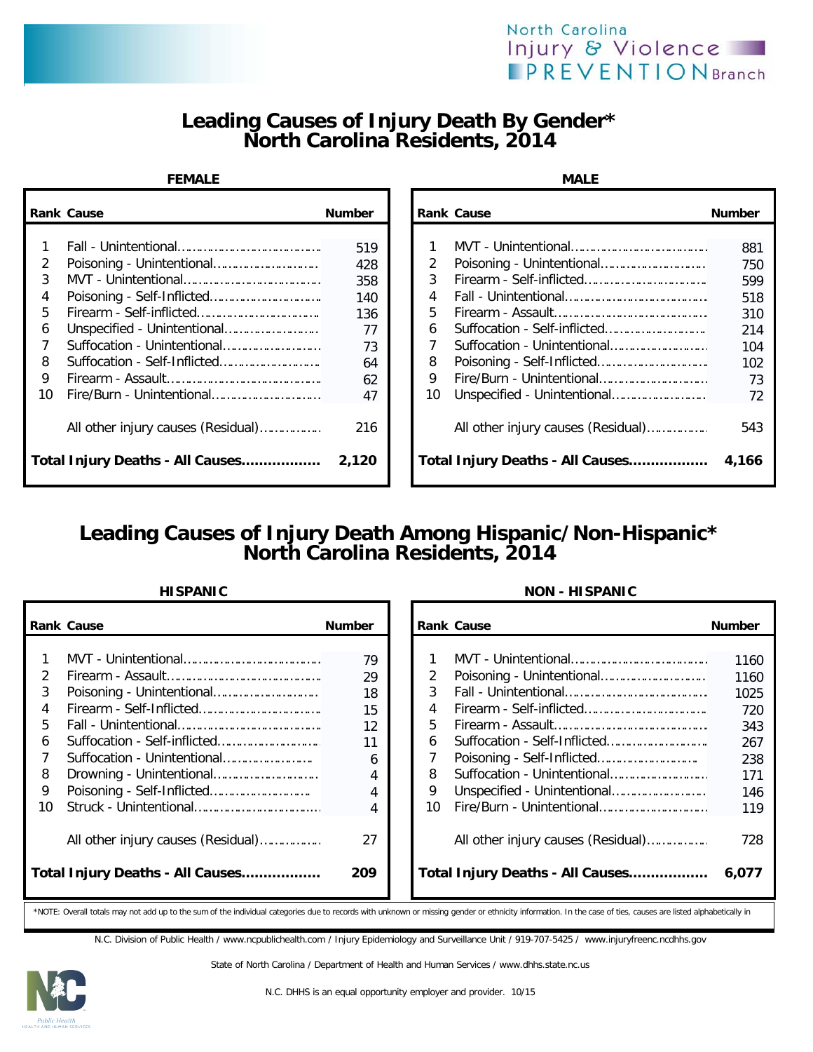North Carolina Injury & Violence PREVENTION Branch

# Leading Causes of Injury Death By Gender* North Carolina Residents, 2014

**FEMALE**

| Rank | Cause | Number |
|---|---|---|
| 1 | Fall - Unintentional | 519 |
| 2 | Poisoning - Unintentional | 428 |
| 3 | MVT - Unintentional | 358 |
| 4 | Poisoning - Self-Inflicted | 140 |
| 5 | Firearm - Self-inflicted | 136 |
| 6 | Unspecified - Unintentional | 77 |
| 7 | Suffocation - Unintentional | 73 |
| 8 | Suffocation - Self-Inflicted | 64 |
| 9 | Firearm - Assault | 62 |
| 10 | Fire/Burn - Unintentional | 47 |
| | All other injury causes (Residual) | 216 |
| | **Total Injury Deaths - All Causes** | **2,120** |

**MALE**

| Rank | Cause | Number |
|---|---|---|
| 1 | MVT - Unintentional | 881 |
| 2 | Poisoning - Unintentional | 750 |
| 3 | Firearm - Self-inflicted | 599 |
| 4 | Fall - Unintentional | 518 |
| 5 | Firearm - Assault | 310 |
| 6 | Suffocation - Self-inflicted | 214 |
| 7 | Suffocation - Unintentional | 104 |
| 8 | Poisoning - Self-Inflicted | 102 |
| 9 | Fire/Burn - Unintentional | 73 |
| 10 | Unspecified - Unintentional | 72 |
| | All other injury causes (Residual) | 543 |
| | **Total Injury Deaths - All Causes** | **4,166** |

# Leading Causes of Injury Death Among Hispanic/Non-Hispanic* North Carolina Residents, 2014

**HISPANIC**

| Rank | Cause | Number |
|---|---|---|
| 1 | MVT - Unintentional | 79 |
| 2 | Firearm - Assault | 29 |
| 3 | Poisoning - Unintentional | 18 |
| 4 | Firearm - Self-Inflicted | 15 |
| 5 | Fall - Unintentional | 12 |
| 6 | Suffocation - Self-inflicted | 11 |
| 7 | Suffocation - Unintentional | 6 |
| 8 | Drowning - Unintentional | 4 |
| 9 | Poisoning - Self-Inflicted | 4 |
| 10 | Struck - Unintentional | 4 |
| | All other injury causes (Residual) | 27 |
| | **Total Injury Deaths - All Causes** | **209** |

**NON - HISPANIC**

| Rank | Cause | Number |
|---|---|---|
| 1 | MVT - Unintentional | 1160 |
| 2 | Poisoning - Unintentional | 1160 |
| 3 | Fall - Unintentional | 1025 |
| 4 | Firearm - Self-inflicted | 720 |
| 5 | Firearm - Assault | 343 |
| 6 | Suffocation - Self-Inflicted | 267 |
| 7 | Poisoning - Self-Inflicted | 238 |
| 8 | Suffocation - Unintentional | 171 |
| 9 | Unspecified - Unintentional | 146 |
| 10 | Fire/Burn - Unintentional | 119 |
| | All other injury causes (Residual) | 728 |
| | **Total Injury Deaths - All Causes** | **6,077** |

*NOTE: Overall totals may not add up to the sum of the individual categories due to records with unknown or missing gender or ethnicity information. In the case of ties, causes are listed alphabetically in

N.C. Division of Public Health / www.ncpublichealth.com / Injury Epidemiology and Surveillance Unit / 919-707-5425 / www.injuryfreenc.ncdhhs.gov

State of North Carolina / Department of Health and Human Services / www.dhhs.state.nc.us

N.C. DHHS is an equal opportunity employer and provider. 10/15